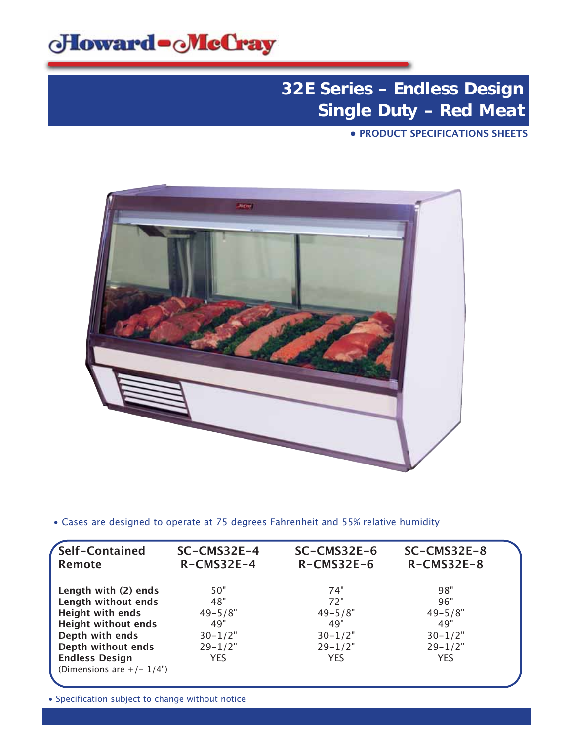Howard-McCray

# 32E Series – Endless Design Single Duty – Red Meat

• PRODUCT SPECIFICATIONS SHEETS

• Cases are designed to operate at 75 degrees Fahrenheit and 55% relative humidity

| Self-Contained<br>Remote | SC-CMS32E-4<br>R-CMS32E-4 | SC-CMS32E-6<br>R-CMS32E-6 | SC-CMS32E-8<br>R-CMS32E-8 |
|---|---|---|---|
| **Length with (2) ends** | 50" | 74" | 98" |
| **Length without ends** | 48" | 72" | 96" |
| **Height with ends** | 49-5/8" | 49-5/8" | 49-5/8" |
| **Height without ends** | 49" | 49" | 49" |
| **Depth with ends** | 30-1/2" | 30-1/2" | 30-1/2" |
| **Depth without ends** | 29-1/2" | 29-1/2" | 29-1/2" |
| **Endless Design** | YES | YES | YES |
| (Dimensions are +/- 1/4") | | | |

• Specification subject to change without notice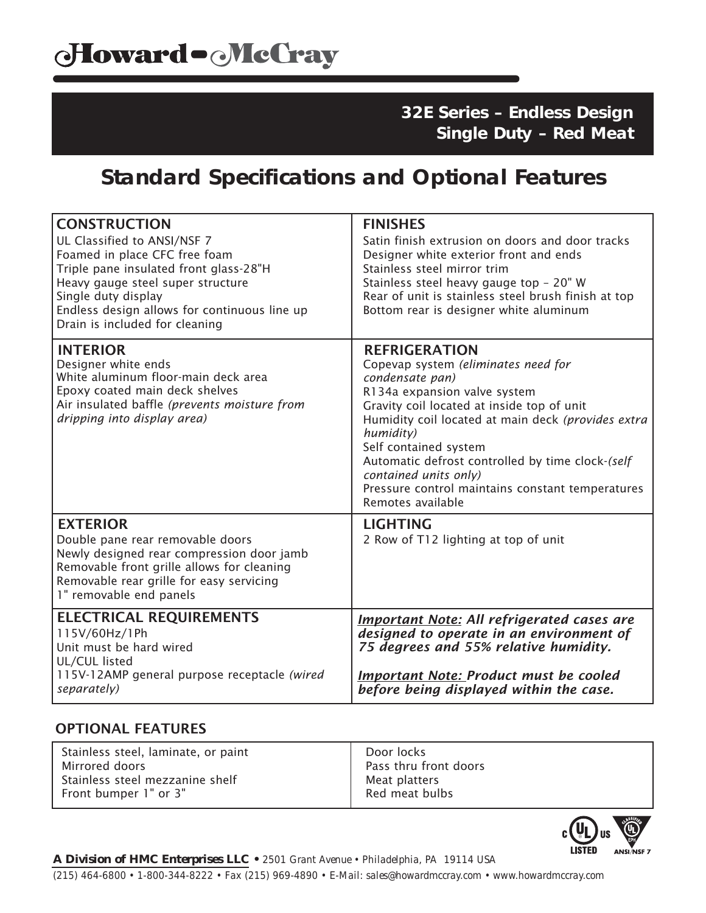# Howard-McCray

**32E Series – Endless Design**
**Single Duty – Red Meat**

## Standard Specifications and Optional Features

### CONSTRUCTION

UL Classified to ANSI/NSF 7
Foamed in place CFC free foam
Triple pane insulated front glass-28"H
Heavy gauge steel super structure
Single duty display
Endless design allows for continuous line up
Drain is included for cleaning

### FINISHES

Satin finish extrusion on doors and door tracks
Designer white exterior front and ends
Stainless steel mirror trim
Stainless steel heavy gauge top – 20" W
Rear of unit is stainless steel brush finish at top
Bottom rear is designer white aluminum

### INTERIOR

Designer white ends
White aluminum floor-main deck area
Epoxy coated main deck shelves
Air insulated baffle *(prevents moisture from dripping into display area)*

### REFRIGERATION

Copevap system *(eliminates need for condensate pan)*
R134a expansion valve system
Gravity coil located at inside top of unit
Humidity coil located at main deck *(provides extra humidity)*
Self contained system
Automatic defrost controlled by time clock-*(self contained units only)*
Pressure control maintains constant temperatures
Remotes available

### EXTERIOR

Double pane rear removable doors
Newly designed rear compression door jamb
Removable front grille allows for cleaning
Removable rear grille for easy servicing
1" removable end panels

### LIGHTING

2 Row of T12 lighting at top of unit

### ELECTRICAL REQUIREMENTS

115V/60Hz/1Ph
Unit must be hard wired
UL/CUL listed
115V-12AMP general purpose receptacle *(wired separately)*

***Important Note:* All refrigerated cases are designed to operate in an environment of 75 degrees and 55% relative humidity.**

***Important Note:* Product must be cooled before being displayed within the case.**

### OPTIONAL FEATURES

| | |
|---|---|
| Stainless steel, laminate, or paint | Door locks |
| Mirrored doors | Pass thru front doors |
| Stainless steel mezzanine shelf | Meat platters |
| Front bumper 1" or 3" | Red meat bulbs |

**A Division of HMC Enterprises LLC** • 2501 Grant Avenue • Philadelphia, PA 19114 USA
(215) 464-6800 • 1-800-344-8222 • Fax (215) 969-4890 • E-Mail: sales@howardmccray.com • www.howardmccray.com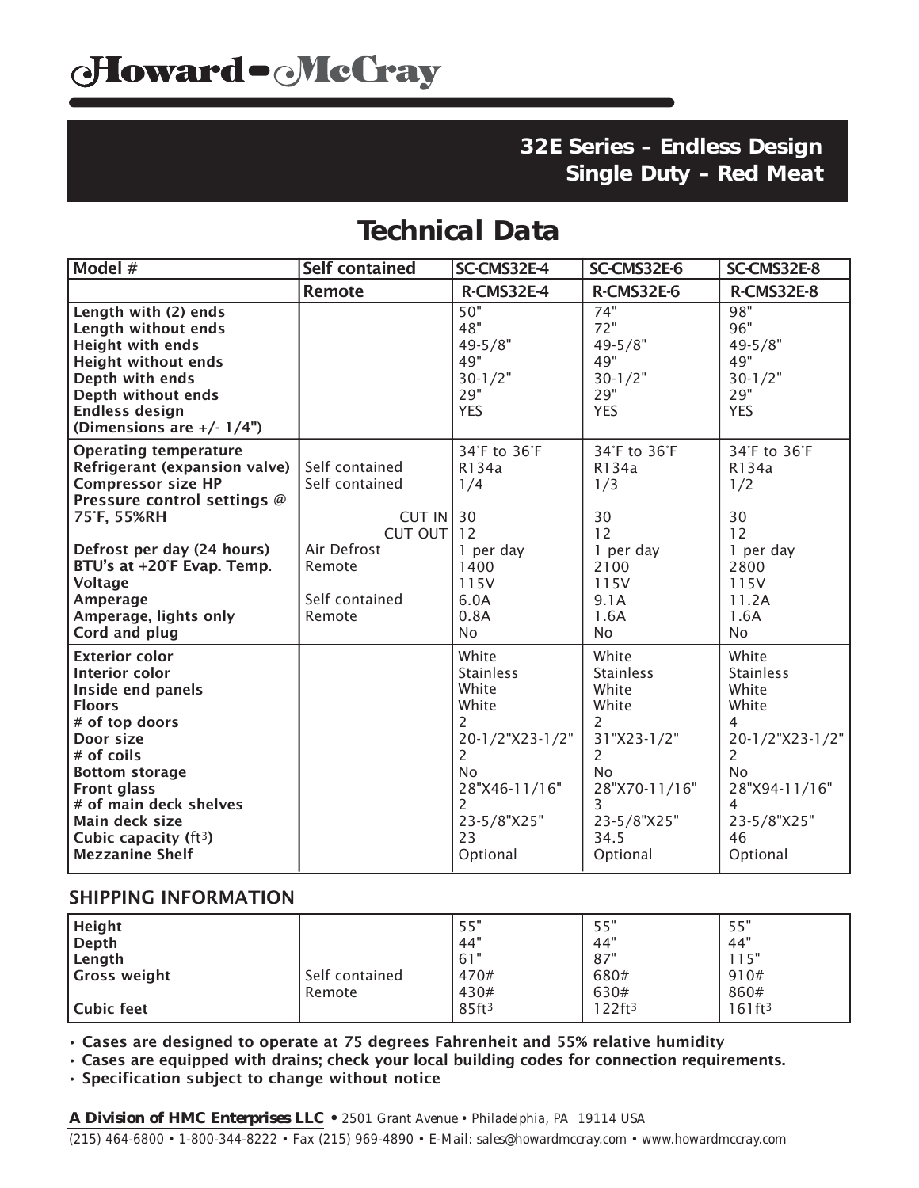# Howard-McCray

## 32E Series – Endless Design
## Single Duty – Red Meat

# Technical Data

| Model # | Self contained | SC-CMS32E-4 | SC-CMS32E-6 | SC-CMS32E-8 |
|---|---|---|---|---|
| | Remote | R-CMS32E-4 | R-CMS32E-6 | R-CMS32E-8 |
| **Length with (2) ends** | | 50" | 74" | 98" |
| **Length without ends** | | 48" | 72" | 96" |
| **Height with ends** | | 49-5/8" | 49-5/8" | 49-5/8" |
| **Height without ends** | | 49" | 49" | 49" |
| **Depth with ends** | | 30-1/2" | 30-1/2" | 30-1/2" |
| **Depth without ends** | | 29" | 29" | 29" |
| **Endless design (Dimensions are +/- 1/4")** | | YES | YES | YES |
| **Operating temperature** | | 34°F to 36°F | 34°F to 36°F | 34°F to 36°F |
| **Refrigerant (expansion valve)** | Self contained | R134a | R134a | R134a |
| **Compressor size HP** | Self contained | 1/4 | 1/3 | 1/2 |
| **Pressure control settings @ 75°F, 55%RH** | CUT IN | 30 | 30 | 30 |
| | CUT OUT | 12 | 12 | 12 |
| **Defrost per day (24 hours)** | Air Defrost | 1 per day | 1 per day | 1 per day |
| **BTU's at +20°F Evap. Temp.** | Remote | 1400 | 2100 | 2800 |
| **Voltage** | | 115V | 115V | 115V |
| **Amperage** | Self contained | 6.0A | 9.1A | 11.2A |
| **Amperage, lights only** | Remote | 0.8A | 1.6A | 1.6A |
| **Cord and plug** | | No | No | No |
| **Exterior color** | | White | White | White |
| **Interior color** | | Stainless | Stainless | Stainless |
| **Inside end panels** | | White | White | White |
| **Floors** | | White | White | White |
| **# of top doors** | | 2 | 2 | 4 |
| **Door size** | | 20-1/2"X23-1/2" | 31"X23-1/2" | 20-1/2"X23-1/2" |
| **# of coils** | | 2 | 2 | 2 |
| **Bottom storage** | | No | No | No |
| **Front glass** | | 28"X46-11/16" | 28"X70-11/16" | 28"X94-11/16" |
| **# of main deck shelves** | | 2 | 3 | 4 |
| **Main deck size** | | 23-5/8"X25" | 23-5/8"X25" | 23-5/8"X25" |
| **Cubic capacity (ft$^3$)** | | 23 | 34.5 | 46 |
| **Mezzanine Shelf** | | Optional | Optional | Optional |

## SHIPPING INFORMATION

| | | | | |
|---|---|---|---|---|
| **Height** | | 55" | 55" | 55" |
| **Depth** | | 44" | 44" | 44" |
| **Length** | | 61" | 87" | 115" |
| **Gross weight** | Self contained | 470# | 680# | 910# |
| | Remote | 430# | 630# | 860# |
| **Cubic feet** | | 85ft$^3$ | 122ft$^3$ | 161ft$^3$ |

- **Cases are designed to operate at 75 degrees Fahrenheit and 55% relative humidity**
- **Cases are equipped with drains; check your local building codes for connection requirements.**
- **Specification subject to change without notice**

***A Division of HMC Enterprises LLC*** • 2501 Grant Avenue • Philadelphia, PA 19114 USA
(215) 464-6800 • 1-800-344-8222 • Fax (215) 969-4890 • E-Mail: sales@howardmccray.com • www.howardmccray.com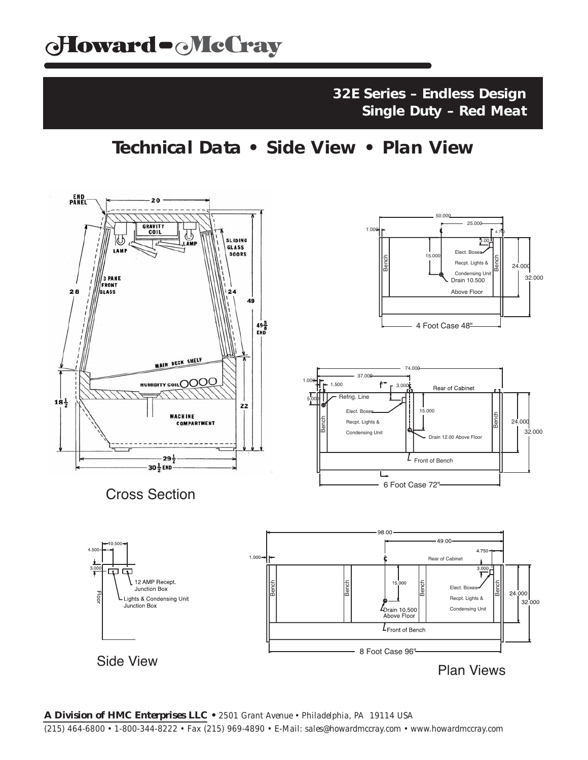# Howard-McCray

**32E Series – Endless Design**
**Single Duty – Red Meat**

## Technical Data • Side View • Plan View

END PANEL
20
GRAVITY COIL
LAMP
LAMP
SLIDING GLASS DOORS
3 PANE FRONT GLASS
28
24
49
$49\frac{5}{8}$ END
MAIN DECK SHELF
HUMIDITY COIL
$18\frac{1}{2}$
22
MACHINE COMPARTMENT
$29\frac{1}{2}$
$30\frac{1}{2}$ END

Cross Section

50.000
25.000
1.000
4.750
3.00
15.000
Elect. Boxes
Recpt. Lights &
Condensing Unit
Drain 10.500
Above Floor
Bench
Bench
24.000
32.000
4 Foot Case 48"

74.000
37.000
1.000
1.500
3.000
Rear of Cabinet
5.000
Refrig. Line
Elect. Boxes
Recpt. Lights &
Condensing Unit
15.000
Drain 12.00 Above Floor
Bench
Bench
24.000
32.000
Front of Bench
6 Foot Case 72"

10.500
4.500
3.000
12 AMP Recept. Junction Box
Lights & Condensing Unit Junction Box
Floor

Side View

98.00
49.00
1.000
4.750
Rear of Cabinet
3.000
15.000
Elect. Boxes
Recpt. Lights &
Condensing Unit
Drain 10.500
Above Floor
Bench
Bench
Bench
Bench
24.000
32.000
Front of Bench
8 Foot Case 96"

Plan Views

**A Division of HMC Enterprises LLC** • 2501 Grant Avenue • Philadelphia, PA 19114 USA
(215) 464-6800 • 1-800-344-8222 • Fax (215) 969-4890 • E-Mail: sales@howardmccray.com • www.howardmccray.com